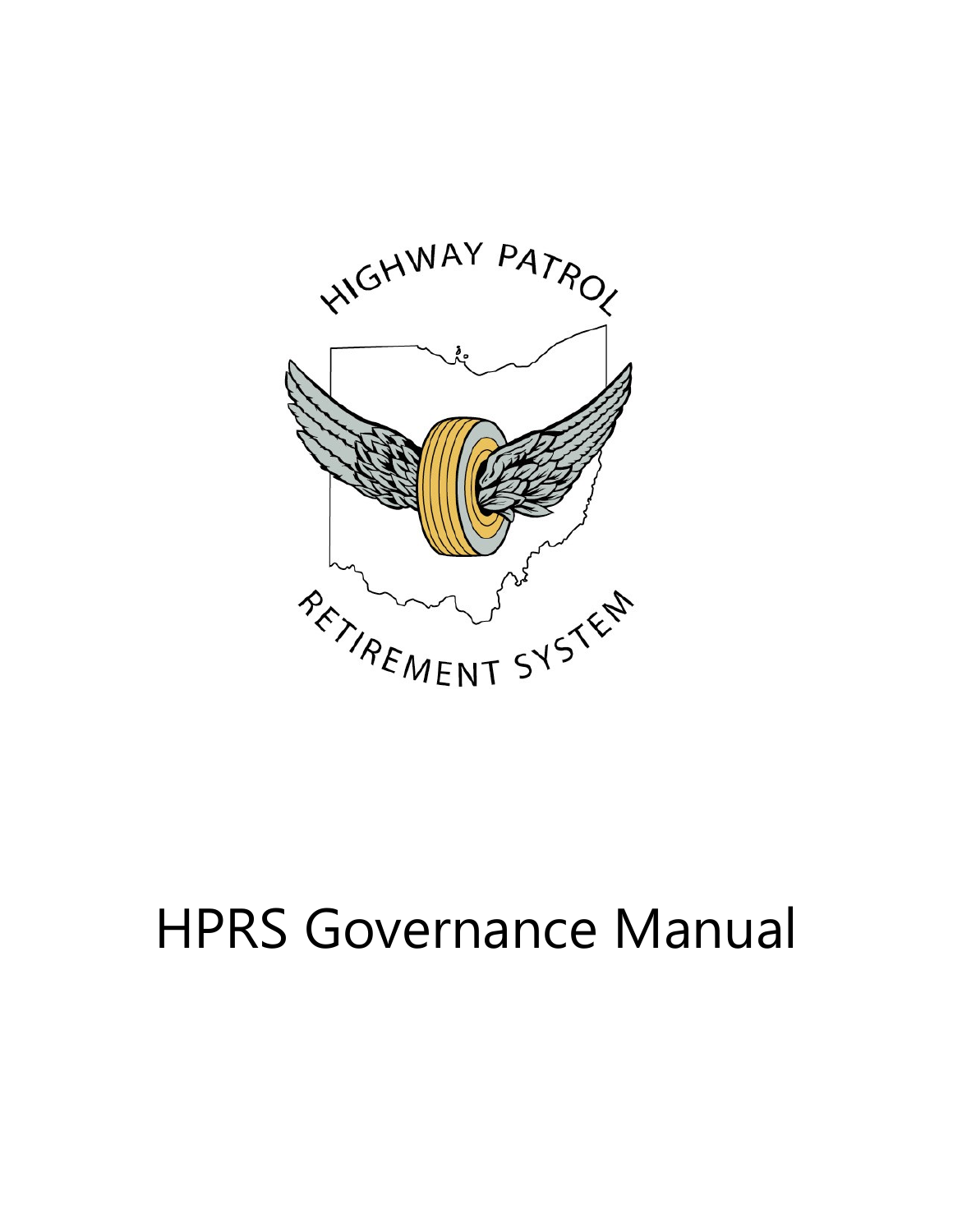# HPRS Governance Manual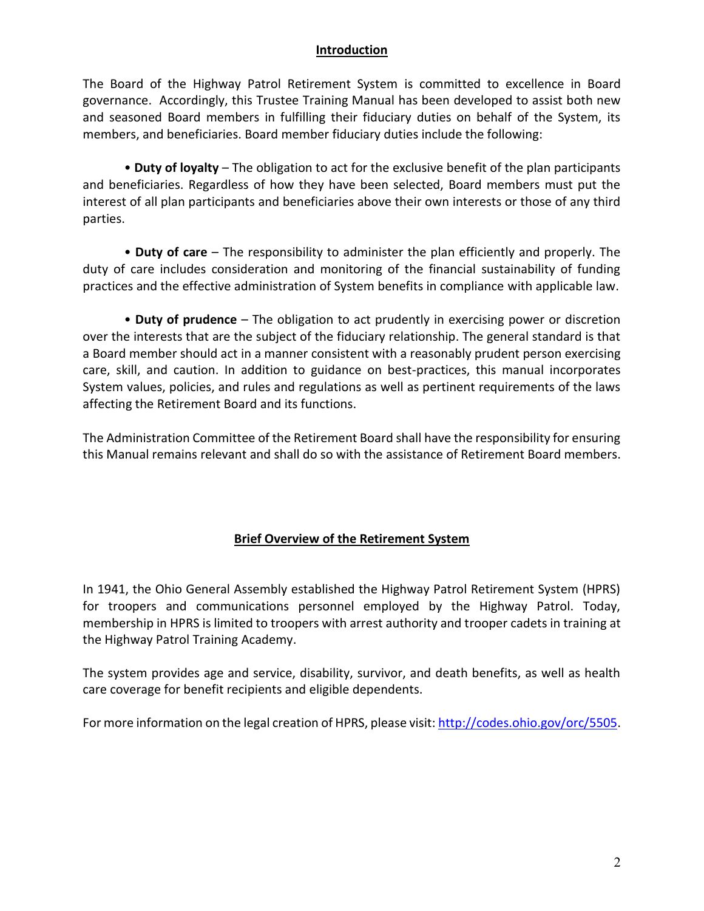## Introduction

The Board of the Highway Patrol Retirement System is committed to excellence in Board governance. Accordingly, this Trustee Training Manual has been developed to assist both new and seasoned Board members in fulfilling their fiduciary duties on behalf of the System, its members, and beneficiaries. Board member fiduciary duties include the following:

- **Duty of loyalty** – The obligation to act for the exclusive benefit of the plan participants and beneficiaries. Regardless of how they have been selected, Board members must put the interest of all plan participants and beneficiaries above their own interests or those of any third parties.

- **Duty of care** – The responsibility to administer the plan efficiently and properly. The duty of care includes consideration and monitoring of the financial sustainability of funding practices and the effective administration of System benefits in compliance with applicable law.

- **Duty of prudence** – The obligation to act prudently in exercising power or discretion over the interests that are the subject of the fiduciary relationship. The general standard is that a Board member should act in a manner consistent with a reasonably prudent person exercising care, skill, and caution. In addition to guidance on best-practices, this manual incorporates System values, policies, and rules and regulations as well as pertinent requirements of the laws affecting the Retirement Board and its functions.

The Administration Committee of the Retirement Board shall have the responsibility for ensuring this Manual remains relevant and shall do so with the assistance of Retirement Board members.

## Brief Overview of the Retirement System

In 1941, the Ohio General Assembly established the Highway Patrol Retirement System (HPRS) for troopers and communications personnel employed by the Highway Patrol. Today, membership in HPRS is limited to troopers with arrest authority and trooper cadets in training at the Highway Patrol Training Academy.

The system provides age and service, disability, survivor, and death benefits, as well as health care coverage for benefit recipients and eligible dependents.

For more information on the legal creation of HPRS, please visit: [http://codes.ohio.gov/orc/5505](http://codes.ohio.gov/orc/5505).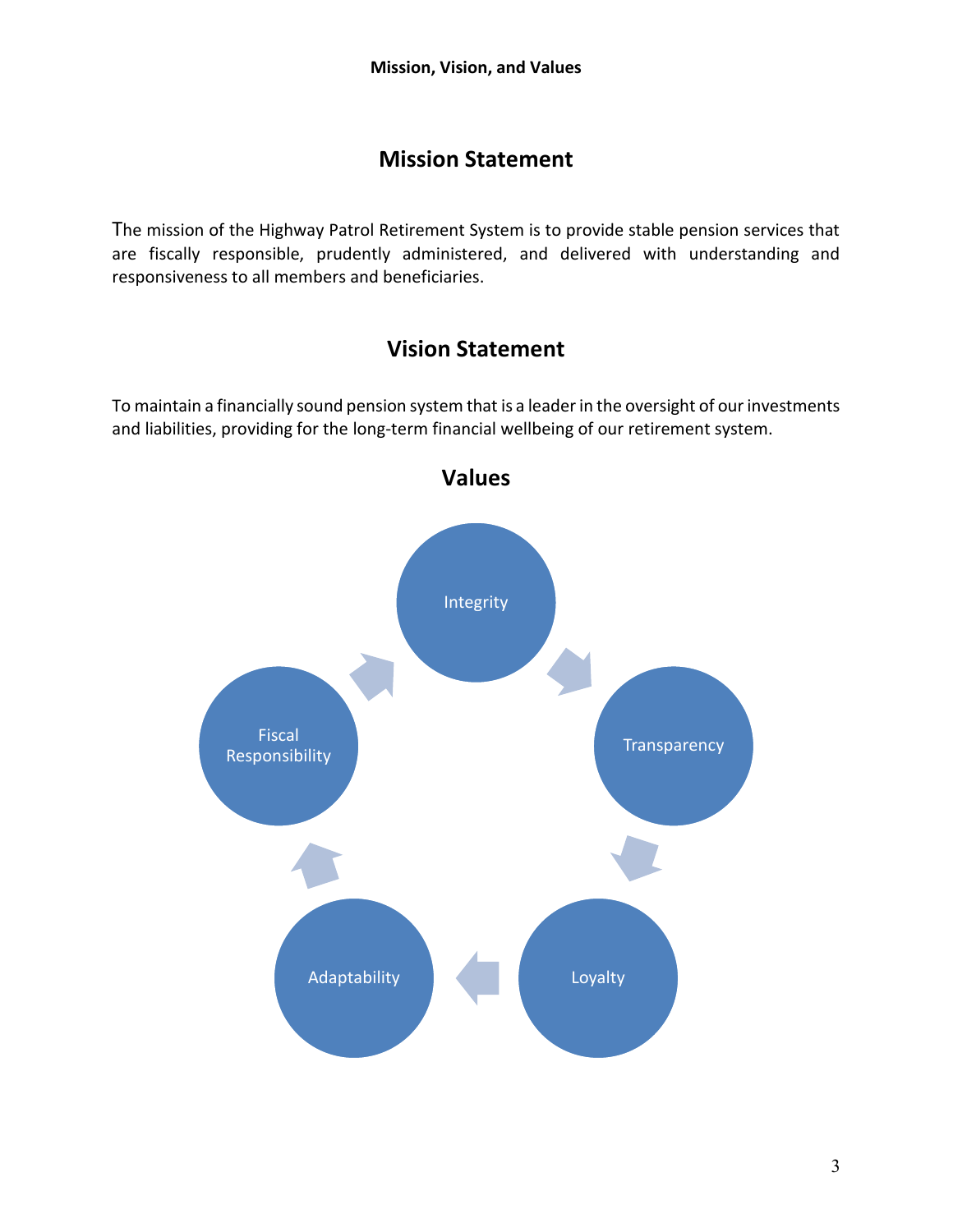# Mission, Vision, and Values

## Mission Statement

The mission of the Highway Patrol Retirement System is to provide stable pension services that are fiscally responsible, prudently administered, and delivered with understanding and responsiveness to all members and beneficiaries.

## Vision Statement

To maintain a financially sound pension system that is a leader in the oversight of our investments and liabilities, providing for the long-term financial wellbeing of our retirement system.

## Values

- Integrity
- Transparency
- Loyalty
- Adaptability
- Fiscal Responsibility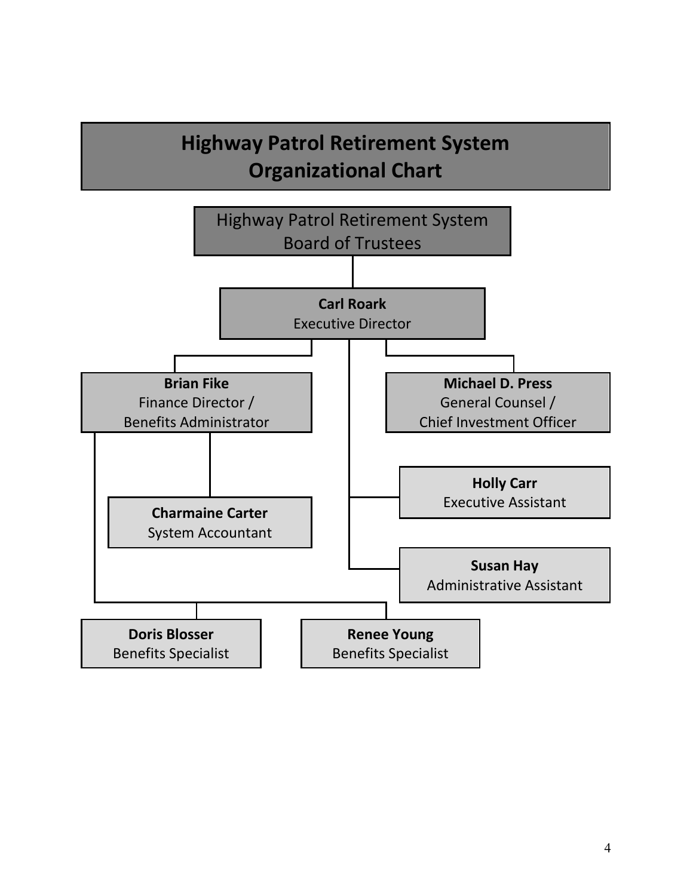# Highway Patrol Retirement System Organizational Chart

- **Highway Patrol Retirement System Board of Trustees**
  - **Carl Roark**, Executive Director
    - **Brian Fike**, Finance Director / Benefits Administrator
      - **Charmaine Carter**, System Accountant
      - **Doris Blosser**, Benefits Specialist
      - **Renee Young**, Benefits Specialist
    - **Michael D. Press**, General Counsel / Chief Investment Officer
    - **Holly Carr**, Executive Assistant
    - **Susan Hay**, Administrative Assistant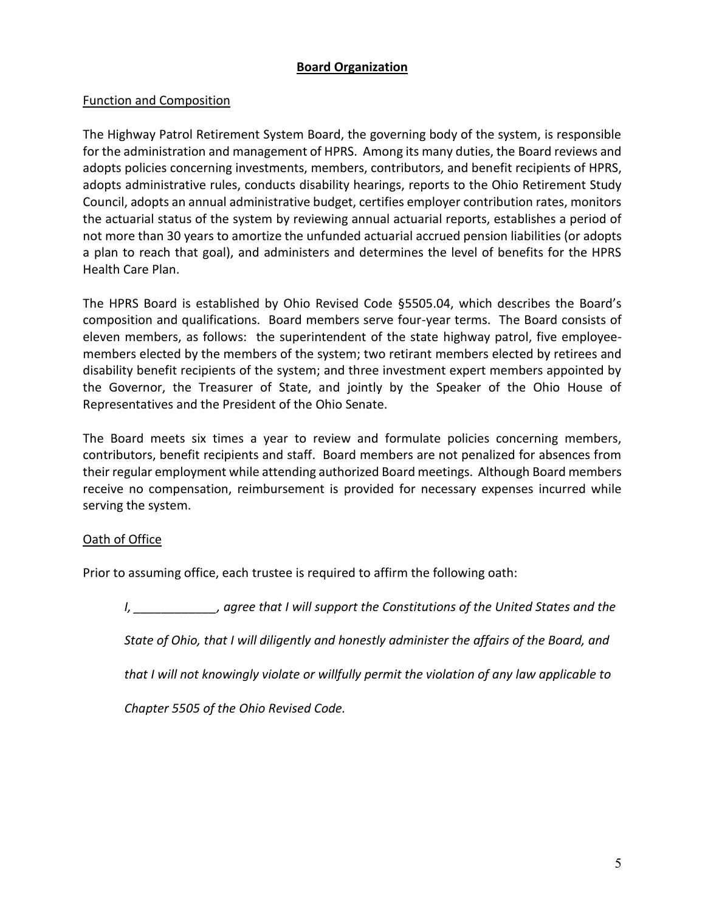## Board Organization

### Function and Composition

The Highway Patrol Retirement System Board, the governing body of the system, is responsible for the administration and management of HPRS. Among its many duties, the Board reviews and adopts policies concerning investments, members, contributors, and benefit recipients of HPRS, adopts administrative rules, conducts disability hearings, reports to the Ohio Retirement Study Council, adopts an annual administrative budget, certifies employer contribution rates, monitors the actuarial status of the system by reviewing annual actuarial reports, establishes a period of not more than 30 years to amortize the unfunded actuarial accrued pension liabilities (or adopts a plan to reach that goal), and administers and determines the level of benefits for the HPRS Health Care Plan.

The HPRS Board is established by Ohio Revised Code §5505.04, which describes the Board's composition and qualifications. Board members serve four-year terms. The Board consists of eleven members, as follows: the superintendent of the state highway patrol, five employee-members elected by the members of the system; two retirant members elected by retirees and disability benefit recipients of the system; and three investment expert members appointed by the Governor, the Treasurer of State, and jointly by the Speaker of the Ohio House of Representatives and the President of the Ohio Senate.

The Board meets six times a year to review and formulate policies concerning members, contributors, benefit recipients and staff. Board members are not penalized for absences from their regular employment while attending authorized Board meetings. Although Board members receive no compensation, reimbursement is provided for necessary expenses incurred while serving the system.

### Oath of Office

Prior to assuming office, each trustee is required to affirm the following oath:

> *I, ____________, agree that I will support the Constitutions of the United States and the State of Ohio, that I will diligently and honestly administer the affairs of the Board, and that I will not knowingly violate or willfully permit the violation of any law applicable to Chapter 5505 of the Ohio Revised Code.*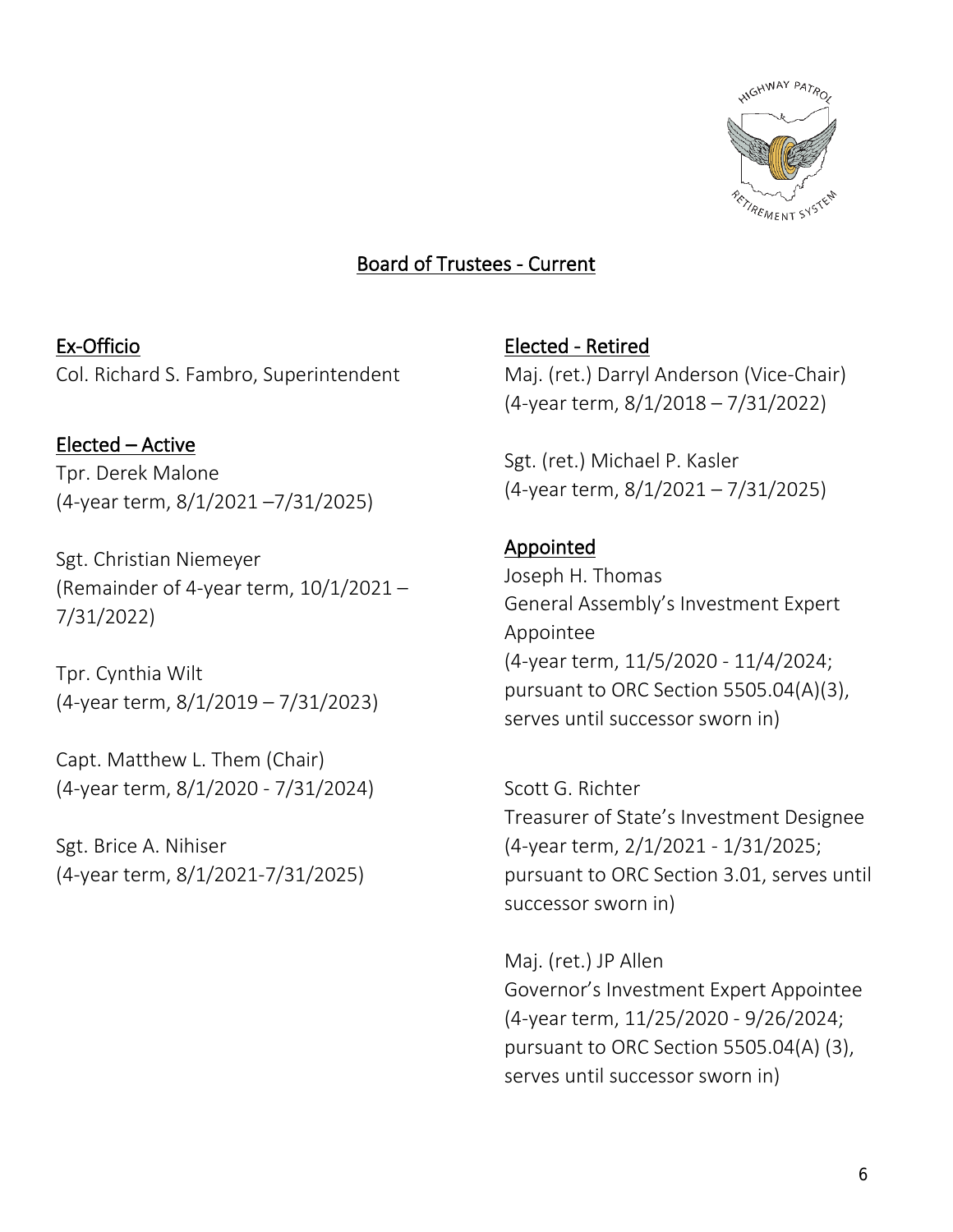## Board of Trustees - Current

### Ex-Officio

Col. Richard S. Fambro, Superintendent

### Elected – Active

Tpr. Derek Malone
(4-year term, 8/1/2021 –7/31/2025)

Sgt. Christian Niemeyer
(Remainder of 4-year term, 10/1/2021 – 7/31/2022)

Tpr. Cynthia Wilt
(4-year term, 8/1/2019 – 7/31/2023)

Capt. Matthew L. Them (Chair)
(4-year term, 8/1/2020 - 7/31/2024)

Sgt. Brice A. Nihiser
(4-year term, 8/1/2021-7/31/2025)

### Elected - Retired

Maj. (ret.) Darryl Anderson (Vice-Chair)
(4-year term, 8/1/2018 – 7/31/2022)

Sgt. (ret.) Michael P. Kasler
(4-year term, 8/1/2021 – 7/31/2025)

### Appointed

Joseph H. Thomas
General Assembly's Investment Expert Appointee
(4-year term, 11/5/2020 - 11/4/2024; pursuant to ORC Section 5505.04(A)(3), serves until successor sworn in)

Scott G. Richter
Treasurer of State's Investment Designee
(4-year term, 2/1/2021 - 1/31/2025; pursuant to ORC Section 3.01, serves until successor sworn in)

Maj. (ret.) JP Allen
Governor's Investment Expert Appointee
(4-year term, 11/25/2020 - 9/26/2024; pursuant to ORC Section 5505.04(A) (3), serves until successor sworn in)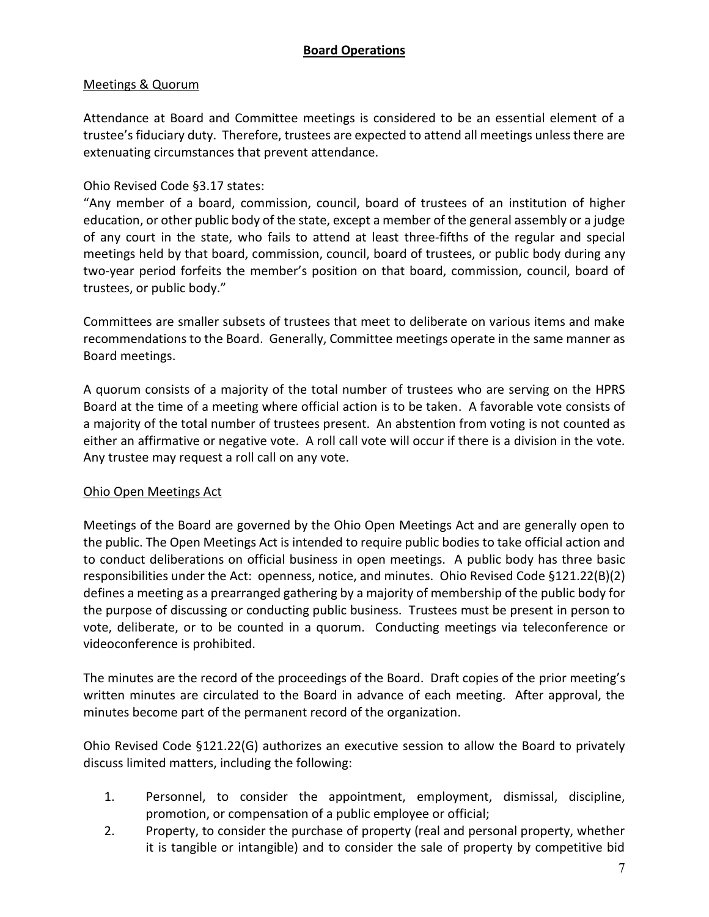## **Board Operations**

### Meetings & Quorum

Attendance at Board and Committee meetings is considered to be an essential element of a trustee's fiduciary duty. Therefore, trustees are expected to attend all meetings unless there are extenuating circumstances that prevent attendance.

Ohio Revised Code §3.17 states:
"Any member of a board, commission, council, board of trustees of an institution of higher education, or other public body of the state, except a member of the general assembly or a judge of any court in the state, who fails to attend at least three-fifths of the regular and special meetings held by that board, commission, council, board of trustees, or public body during any two-year period forfeits the member's position on that board, commission, council, board of trustees, or public body."

Committees are smaller subsets of trustees that meet to deliberate on various items and make recommendations to the Board. Generally, Committee meetings operate in the same manner as Board meetings.

A quorum consists of a majority of the total number of trustees who are serving on the HPRS Board at the time of a meeting where official action is to be taken. A favorable vote consists of a majority of the total number of trustees present. An abstention from voting is not counted as either an affirmative or negative vote. A roll call vote will occur if there is a division in the vote. Any trustee may request a roll call on any vote.

### Ohio Open Meetings Act

Meetings of the Board are governed by the Ohio Open Meetings Act and are generally open to the public. The Open Meetings Act is intended to require public bodies to take official action and to conduct deliberations on official business in open meetings. A public body has three basic responsibilities under the Act: openness, notice, and minutes. Ohio Revised Code §121.22(B)(2) defines a meeting as a prearranged gathering by a majority of membership of the public body for the purpose of discussing or conducting public business. Trustees must be present in person to vote, deliberate, or to be counted in a quorum. Conducting meetings via teleconference or videoconference is prohibited.

The minutes are the record of the proceedings of the Board. Draft copies of the prior meeting's written minutes are circulated to the Board in advance of each meeting. After approval, the minutes become part of the permanent record of the organization.

Ohio Revised Code §121.22(G) authorizes an executive session to allow the Board to privately discuss limited matters, including the following:

1. Personnel, to consider the appointment, employment, dismissal, discipline, promotion, or compensation of a public employee or official;
2. Property, to consider the purchase of property (real and personal property, whether it is tangible or intangible) and to consider the sale of property by competitive bid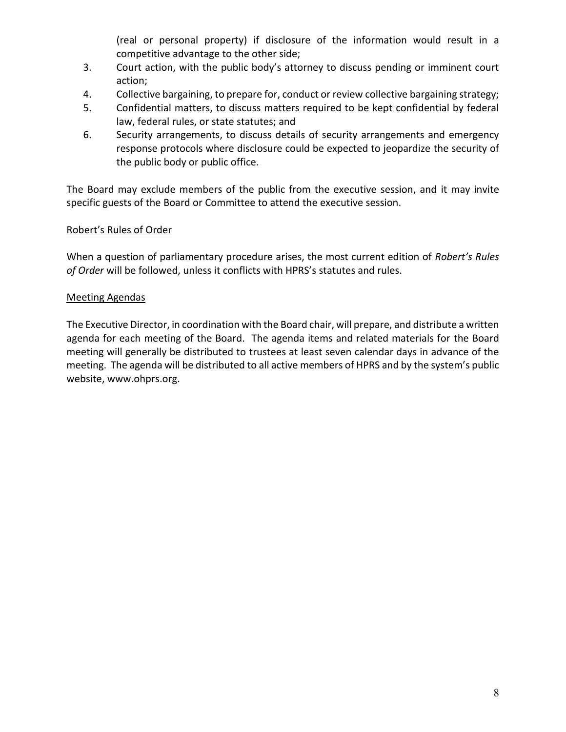(real or personal property) if disclosure of the information would result in a competitive advantage to the other side;

3. Court action, with the public body's attorney to discuss pending or imminent court action;
4. Collective bargaining, to prepare for, conduct or review collective bargaining strategy;
5. Confidential matters, to discuss matters required to be kept confidential by federal law, federal rules, or state statutes; and
6. Security arrangements, to discuss details of security arrangements and emergency response protocols where disclosure could be expected to jeopardize the security of the public body or public office.

The Board may exclude members of the public from the executive session, and it may invite specific guests of the Board or Committee to attend the executive session.

<u>Robert's Rules of Order</u>

When a question of parliamentary procedure arises, the most current edition of *Robert's Rules of Order* will be followed, unless it conflicts with HPRS's statutes and rules.

<u>Meeting Agendas</u>

The Executive Director, in coordination with the Board chair, will prepare, and distribute a written agenda for each meeting of the Board. The agenda items and related materials for the Board meeting will generally be distributed to trustees at least seven calendar days in advance of the meeting. The agenda will be distributed to all active members of HPRS and by the system's public website, www.ohprs.org.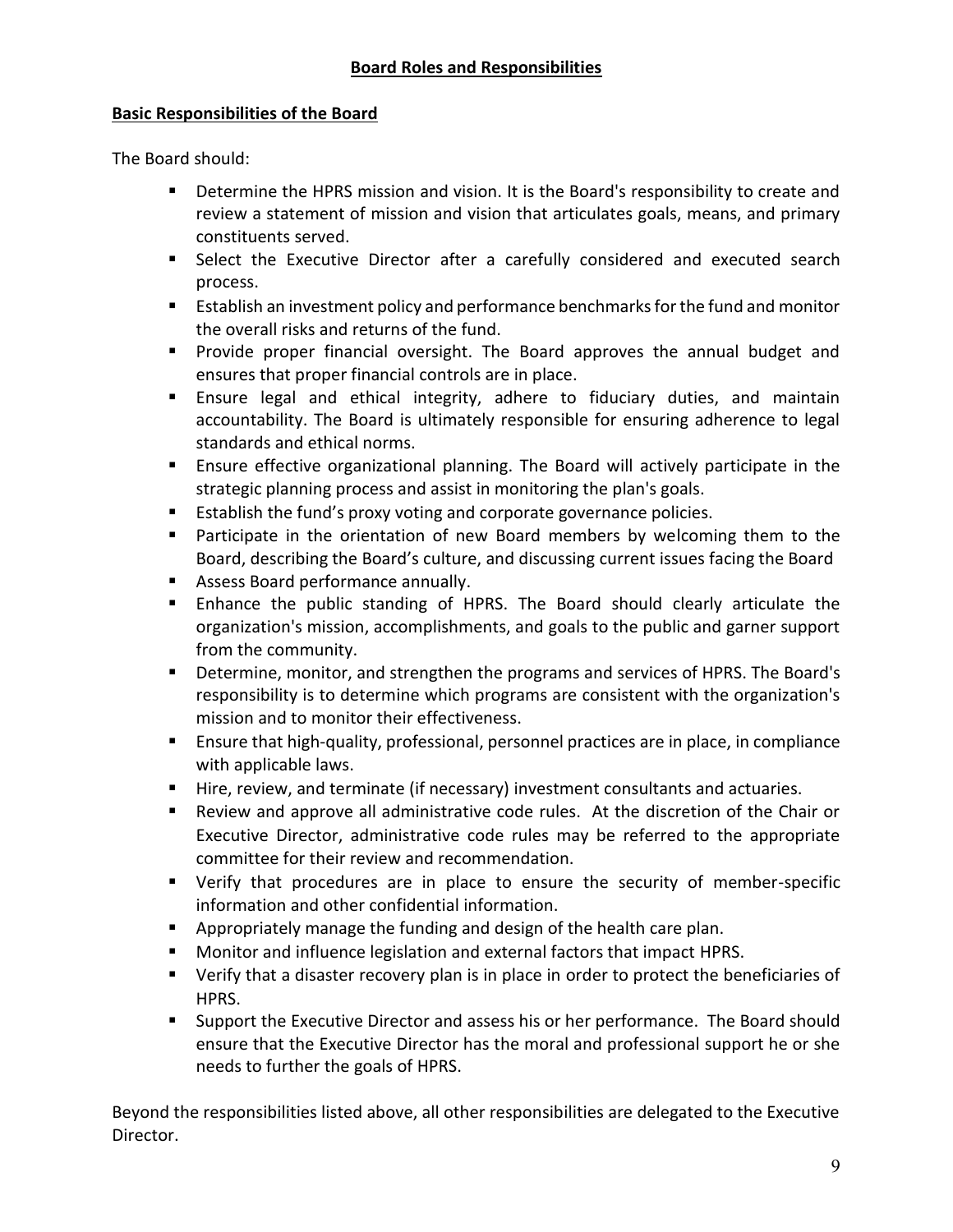## Board Roles and Responsibilities

### Basic Responsibilities of the Board

The Board should:

- Determine the HPRS mission and vision. It is the Board's responsibility to create and review a statement of mission and vision that articulates goals, means, and primary constituents served.
- Select the Executive Director after a carefully considered and executed search process.
- Establish an investment policy and performance benchmarks for the fund and monitor the overall risks and returns of the fund.
- Provide proper financial oversight. The Board approves the annual budget and ensures that proper financial controls are in place.
- Ensure legal and ethical integrity, adhere to fiduciary duties, and maintain accountability. The Board is ultimately responsible for ensuring adherence to legal standards and ethical norms.
- Ensure effective organizational planning. The Board will actively participate in the strategic planning process and assist in monitoring the plan's goals.
- Establish the fund's proxy voting and corporate governance policies.
- Participate in the orientation of new Board members by welcoming them to the Board, describing the Board's culture, and discussing current issues facing the Board
- Assess Board performance annually.
- Enhance the public standing of HPRS. The Board should clearly articulate the organization's mission, accomplishments, and goals to the public and garner support from the community.
- Determine, monitor, and strengthen the programs and services of HPRS. The Board's responsibility is to determine which programs are consistent with the organization's mission and to monitor their effectiveness.
- Ensure that high-quality, professional, personnel practices are in place, in compliance with applicable laws.
- Hire, review, and terminate (if necessary) investment consultants and actuaries.
- Review and approve all administrative code rules. At the discretion of the Chair or Executive Director, administrative code rules may be referred to the appropriate committee for their review and recommendation.
- Verify that procedures are in place to ensure the security of member-specific information and other confidential information.
- Appropriately manage the funding and design of the health care plan.
- Monitor and influence legislation and external factors that impact HPRS.
- Verify that a disaster recovery plan is in place in order to protect the beneficiaries of HPRS.
- Support the Executive Director and assess his or her performance. The Board should ensure that the Executive Director has the moral and professional support he or she needs to further the goals of HPRS.

Beyond the responsibilities listed above, all other responsibilities are delegated to the Executive Director.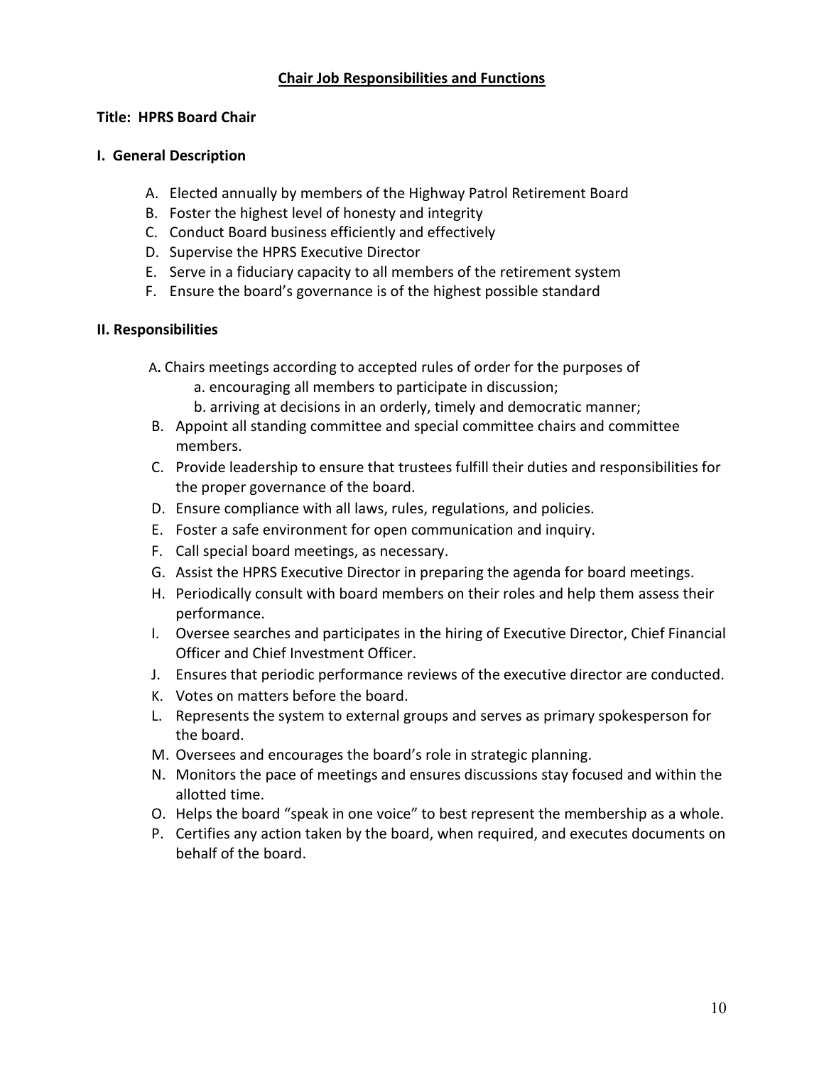## Chair Job Responsibilities and Functions

**Title: HPRS Board Chair**

### I. General Description

A. Elected annually by members of the Highway Patrol Retirement Board
B. Foster the highest level of honesty and integrity
C. Conduct Board business efficiently and effectively
D. Supervise the HPRS Executive Director
E. Serve in a fiduciary capacity to all members of the retirement system
F. Ensure the board's governance is of the highest possible standard

### II. Responsibilities

A. Chairs meetings according to accepted rules of order for the purposes of
   a. encouraging all members to participate in discussion;
   b. arriving at decisions in an orderly, timely and democratic manner;
B. Appoint all standing committee and special committee chairs and committee members.
C. Provide leadership to ensure that trustees fulfill their duties and responsibilities for the proper governance of the board.
D. Ensure compliance with all laws, rules, regulations, and policies.
E. Foster a safe environment for open communication and inquiry.
F. Call special board meetings, as necessary.
G. Assist the HPRS Executive Director in preparing the agenda for board meetings.
H. Periodically consult with board members on their roles and help them assess their performance.
I. Oversee searches and participates in the hiring of Executive Director, Chief Financial Officer and Chief Investment Officer.
J. Ensures that periodic performance reviews of the executive director are conducted.
K. Votes on matters before the board.
L. Represents the system to external groups and serves as primary spokesperson for the board.
M. Oversees and encourages the board's role in strategic planning.
N. Monitors the pace of meetings and ensures discussions stay focused and within the allotted time.
O. Helps the board "speak in one voice" to best represent the membership as a whole.
P. Certifies any action taken by the board, when required, and executes documents on behalf of the board.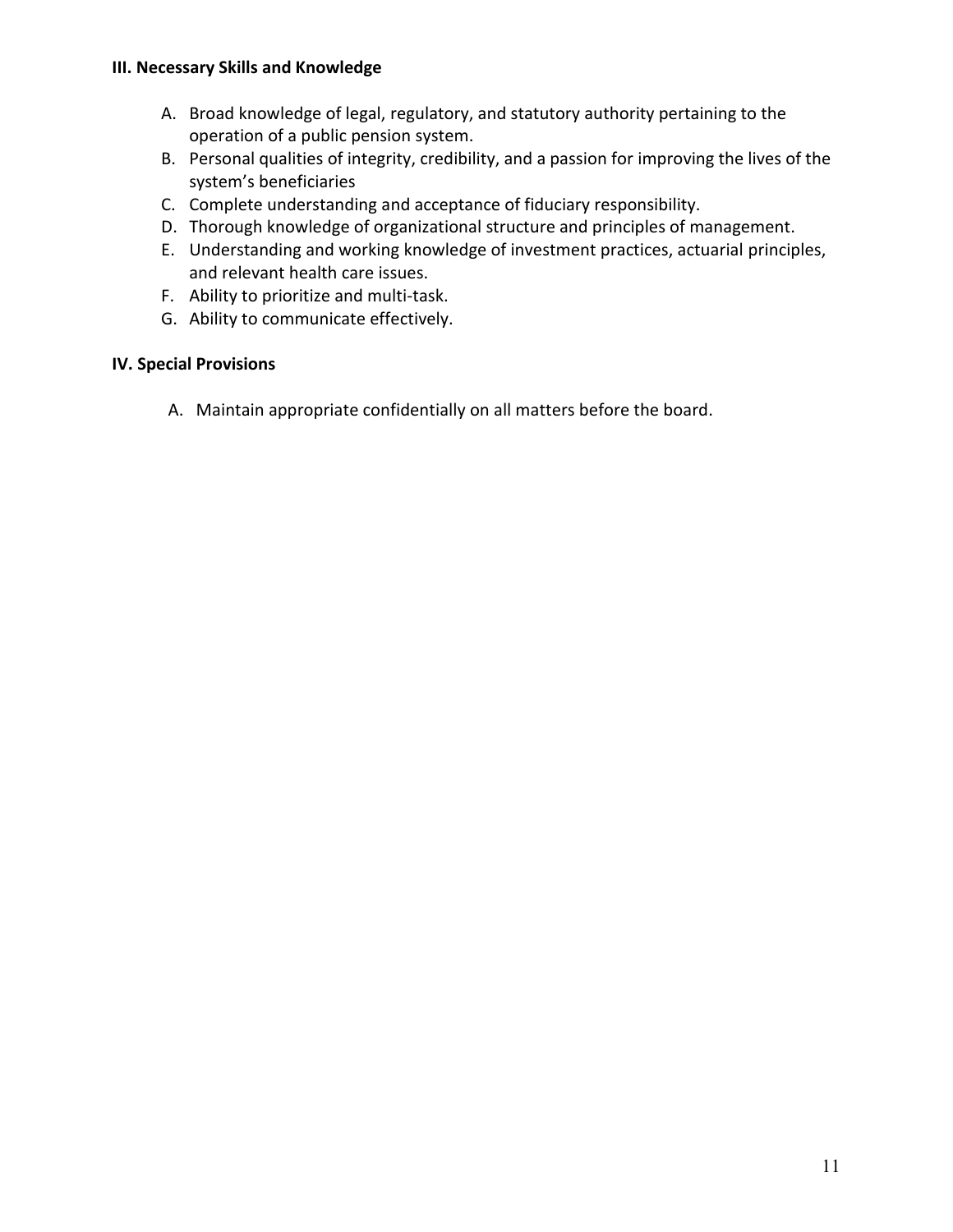### III. Necessary Skills and Knowledge

A. Broad knowledge of legal, regulatory, and statutory authority pertaining to the operation of a public pension system.
B. Personal qualities of integrity, credibility, and a passion for improving the lives of the system's beneficiaries
C. Complete understanding and acceptance of fiduciary responsibility.
D. Thorough knowledge of organizational structure and principles of management.
E. Understanding and working knowledge of investment practices, actuarial principles, and relevant health care issues.
F. Ability to prioritize and multi-task.
G. Ability to communicate effectively.

### IV. Special Provisions

A. Maintain appropriate confidentially on all matters before the board.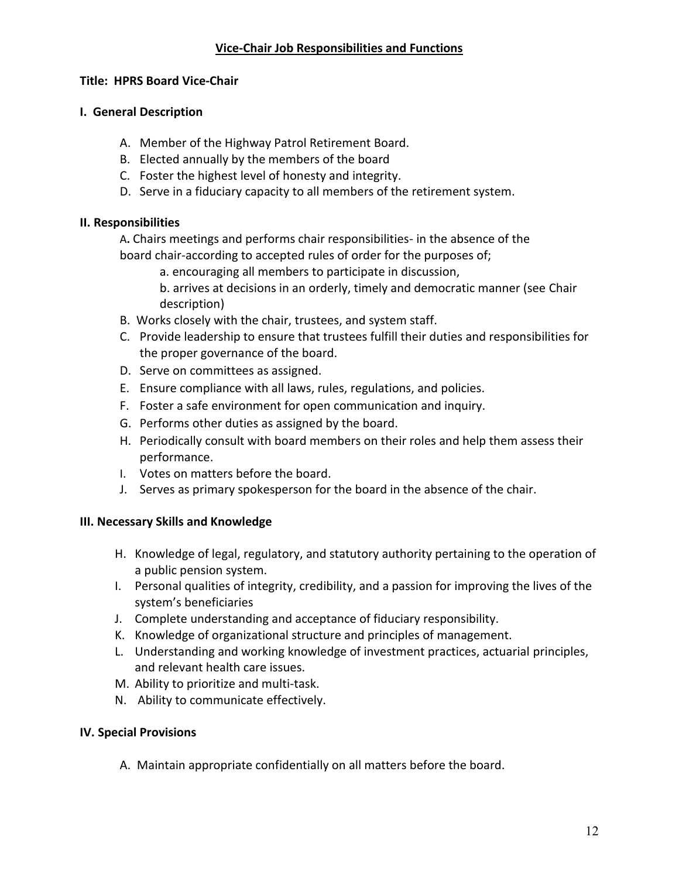## Vice-Chair Job Responsibilities and Functions

**Title: HPRS Board Vice-Chair**

**I. General Description**

A. Member of the Highway Patrol Retirement Board.
B. Elected annually by the members of the board
C. Foster the highest level of honesty and integrity.
D. Serve in a fiduciary capacity to all members of the retirement system.

**II. Responsibilities**

A. Chairs meetings and performs chair responsibilities- in the absence of the board chair-according to accepted rules of order for the purposes of;
   a. encouraging all members to participate in discussion,
   b. arrives at decisions in an orderly, timely and democratic manner (see Chair description)
B. Works closely with the chair, trustees, and system staff.
C. Provide leadership to ensure that trustees fulfill their duties and responsibilities for the proper governance of the board.
D. Serve on committees as assigned.
E. Ensure compliance with all laws, rules, regulations, and policies.
F. Foster a safe environment for open communication and inquiry.
G. Performs other duties as assigned by the board.
H. Periodically consult with board members on their roles and help them assess their performance.
I. Votes on matters before the board.
J. Serves as primary spokesperson for the board in the absence of the chair.

**III. Necessary Skills and Knowledge**

H. Knowledge of legal, regulatory, and statutory authority pertaining to the operation of a public pension system.
I. Personal qualities of integrity, credibility, and a passion for improving the lives of the system's beneficiaries
J. Complete understanding and acceptance of fiduciary responsibility.
K. Knowledge of organizational structure and principles of management.
L. Understanding and working knowledge of investment practices, actuarial principles, and relevant health care issues.
M. Ability to prioritize and multi-task.
N. Ability to communicate effectively.

**IV. Special Provisions**

A. Maintain appropriate confidentially on all matters before the board.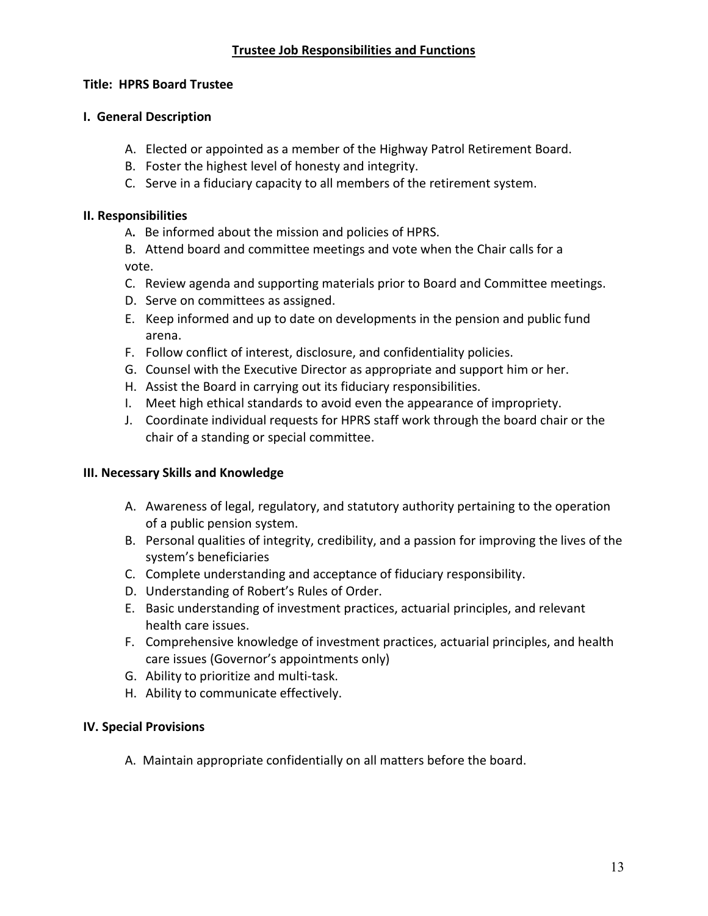## Trustee Job Responsibilities and Functions

**Title: HPRS Board Trustee**

**I. General Description**

A. Elected or appointed as a member of the Highway Patrol Retirement Board.
B. Foster the highest level of honesty and integrity.
C. Serve in a fiduciary capacity to all members of the retirement system.

**II. Responsibilities**

A. Be informed about the mission and policies of HPRS.
B. Attend board and committee meetings and vote when the Chair calls for a vote.
C. Review agenda and supporting materials prior to Board and Committee meetings.
D. Serve on committees as assigned.
E. Keep informed and up to date on developments in the pension and public fund arena.
F. Follow conflict of interest, disclosure, and confidentiality policies.
G. Counsel with the Executive Director as appropriate and support him or her.
H. Assist the Board in carrying out its fiduciary responsibilities.
I. Meet high ethical standards to avoid even the appearance of impropriety.
J. Coordinate individual requests for HPRS staff work through the board chair or the chair of a standing or special committee.

**III. Necessary Skills and Knowledge**

A. Awareness of legal, regulatory, and statutory authority pertaining to the operation of a public pension system.
B. Personal qualities of integrity, credibility, and a passion for improving the lives of the system's beneficiaries
C. Complete understanding and acceptance of fiduciary responsibility.
D. Understanding of Robert's Rules of Order.
E. Basic understanding of investment practices, actuarial principles, and relevant health care issues.
F. Comprehensive knowledge of investment practices, actuarial principles, and health care issues (Governor's appointments only)
G. Ability to prioritize and multi-task.
H. Ability to communicate effectively.

**IV. Special Provisions**

A. Maintain appropriate confidentially on all matters before the board.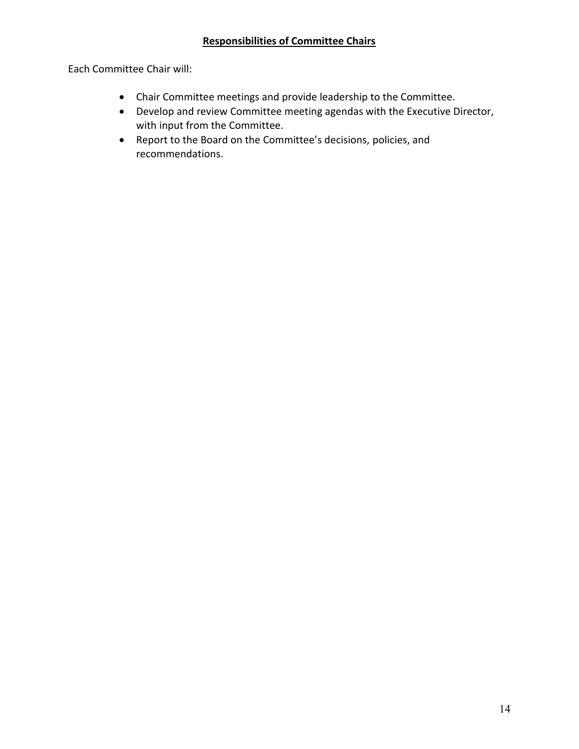## Responsibilities of Committee Chairs

Each Committee Chair will:

- Chair Committee meetings and provide leadership to the Committee.
- Develop and review Committee meeting agendas with the Executive Director, with input from the Committee.
- Report to the Board on the Committee's decisions, policies, and recommendations.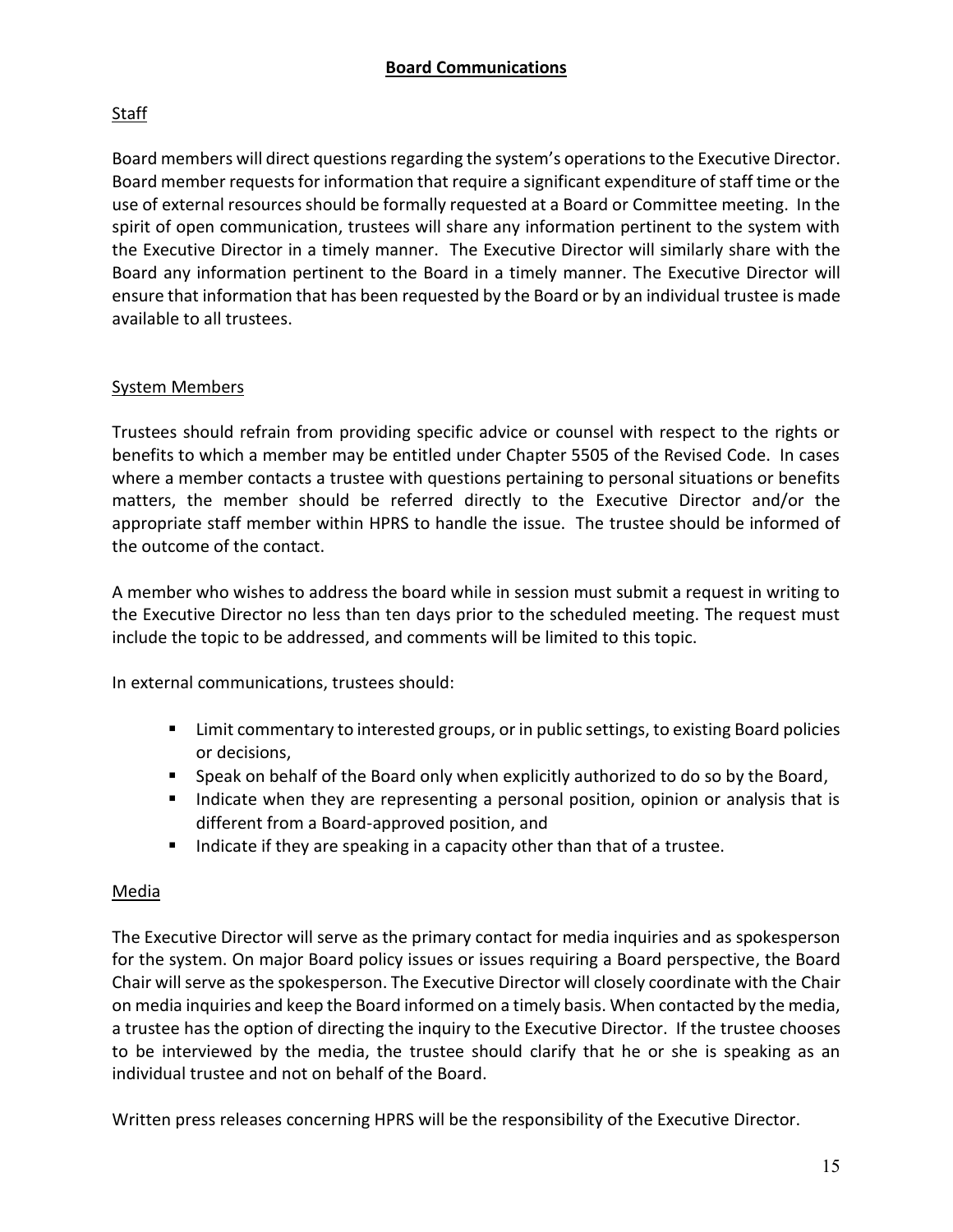## Board Communications

### Staff

Board members will direct questions regarding the system's operations to the Executive Director. Board member requests for information that require a significant expenditure of staff time or the use of external resources should be formally requested at a Board or Committee meeting. In the spirit of open communication, trustees will share any information pertinent to the system with the Executive Director in a timely manner. The Executive Director will similarly share with the Board any information pertinent to the Board in a timely manner. The Executive Director will ensure that information that has been requested by the Board or by an individual trustee is made available to all trustees.

### System Members

Trustees should refrain from providing specific advice or counsel with respect to the rights or benefits to which a member may be entitled under Chapter 5505 of the Revised Code. In cases where a member contacts a trustee with questions pertaining to personal situations or benefits matters, the member should be referred directly to the Executive Director and/or the appropriate staff member within HPRS to handle the issue. The trustee should be informed of the outcome of the contact.

A member who wishes to address the board while in session must submit a request in writing to the Executive Director no less than ten days prior to the scheduled meeting. The request must include the topic to be addressed, and comments will be limited to this topic.

In external communications, trustees should:

- Limit commentary to interested groups, or in public settings, to existing Board policies or decisions,
- Speak on behalf of the Board only when explicitly authorized to do so by the Board,
- Indicate when they are representing a personal position, opinion or analysis that is different from a Board-approved position, and
- Indicate if they are speaking in a capacity other than that of a trustee.

### Media

The Executive Director will serve as the primary contact for media inquiries and as spokesperson for the system. On major Board policy issues or issues requiring a Board perspective, the Board Chair will serve as the spokesperson. The Executive Director will closely coordinate with the Chair on media inquiries and keep the Board informed on a timely basis. When contacted by the media, a trustee has the option of directing the inquiry to the Executive Director. If the trustee chooses to be interviewed by the media, the trustee should clarify that he or she is speaking as an individual trustee and not on behalf of the Board.

Written press releases concerning HPRS will be the responsibility of the Executive Director.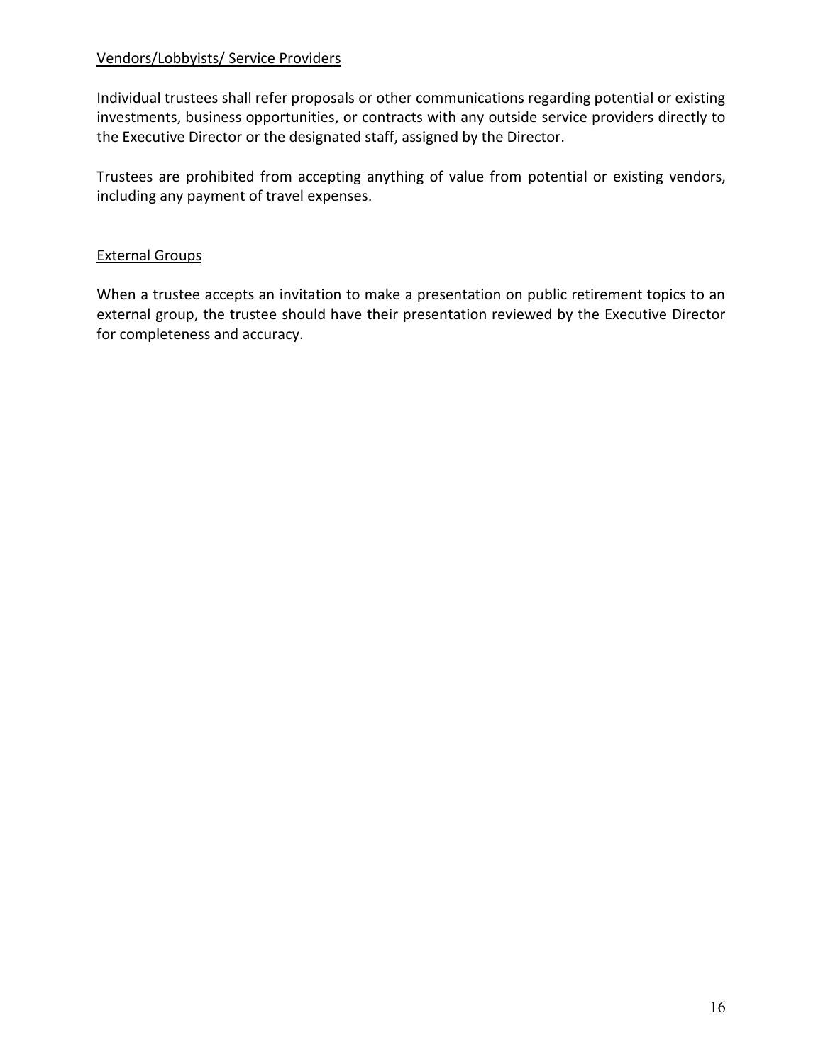Vendors/Lobbyists/ Service Providers

Individual trustees shall refer proposals or other communications regarding potential or existing investments, business opportunities, or contracts with any outside service providers directly to the Executive Director or the designated staff, assigned by the Director.

Trustees are prohibited from accepting anything of value from potential or existing vendors, including any payment of travel expenses.

External Groups

When a trustee accepts an invitation to make a presentation on public retirement topics to an external group, the trustee should have their presentation reviewed by the Executive Director for completeness and accuracy.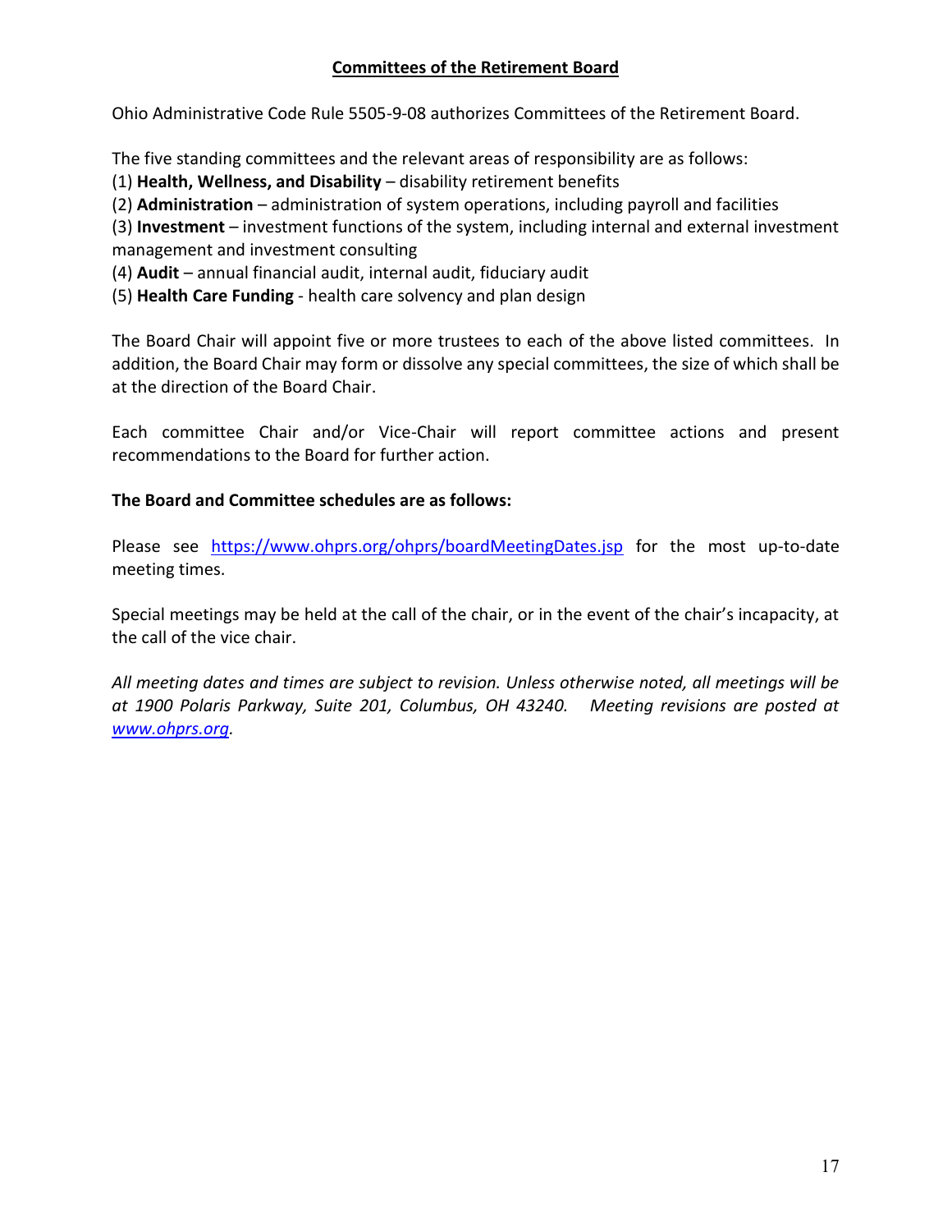## Committees of the Retirement Board

Ohio Administrative Code Rule 5505-9-08 authorizes Committees of the Retirement Board.

The five standing committees and the relevant areas of responsibility are as follows:

(1) **Health, Wellness, and Disability** – disability retirement benefits
(2) **Administration** – administration of system operations, including payroll and facilities
(3) **Investment** – investment functions of the system, including internal and external investment management and investment consulting
(4) **Audit** – annual financial audit, internal audit, fiduciary audit
(5) **Health Care Funding** - health care solvency and plan design

The Board Chair will appoint five or more trustees to each of the above listed committees. In addition, the Board Chair may form or dissolve any special committees, the size of which shall be at the direction of the Board Chair.

Each committee Chair and/or Vice-Chair will report committee actions and present recommendations to the Board for further action.

**The Board and Committee schedules are as follows:**

Please see [https://www.ohprs.org/ohprs/boardMeetingDates.jsp](https://www.ohprs.org/ohprs/boardMeetingDates.jsp) for the most up-to-date meeting times.

Special meetings may be held at the call of the chair, or in the event of the chair's incapacity, at the call of the vice chair.

*All meeting dates and times are subject to revision. Unless otherwise noted, all meetings will be at 1900 Polaris Parkway, Suite 201, Columbus, OH 43240. Meeting revisions are posted at [www.ohprs.org](http://www.ohprs.org).*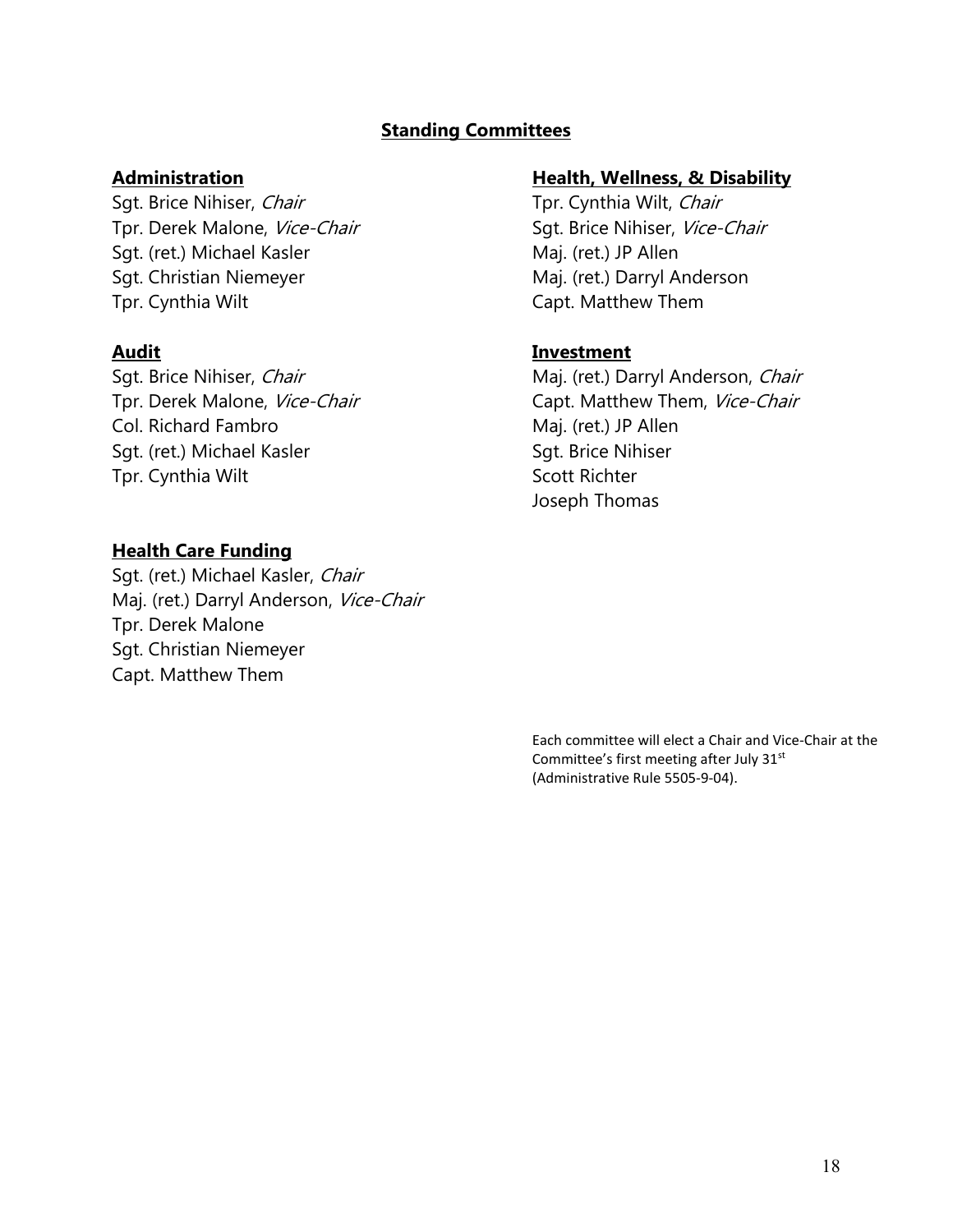## Standing Committees

### Administration

Sgt. Brice Nihiser, *Chair*
Tpr. Derek Malone, *Vice-Chair*
Sgt. (ret.) Michael Kasler
Sgt. Christian Niemeyer
Tpr. Cynthia Wilt

### Audit

Sgt. Brice Nihiser, *Chair*
Tpr. Derek Malone, *Vice-Chair*
Col. Richard Fambro
Sgt. (ret.) Michael Kasler
Tpr. Cynthia Wilt

### Health Care Funding

Sgt. (ret.) Michael Kasler, *Chair*
Maj. (ret.) Darryl Anderson, *Vice-Chair*
Tpr. Derek Malone
Sgt. Christian Niemeyer
Capt. Matthew Them

### Health, Wellness, & Disability

Tpr. Cynthia Wilt, *Chair*
Sgt. Brice Nihiser, *Vice-Chair*
Maj. (ret.) JP Allen
Maj. (ret.) Darryl Anderson
Capt. Matthew Them

### Investment

Maj. (ret.) Darryl Anderson, *Chair*
Capt. Matthew Them, *Vice-Chair*
Maj. (ret.) JP Allen
Sgt. Brice Nihiser
Scott Richter
Joseph Thomas

Each committee will elect a Chair and Vice-Chair at the Committee's first meeting after July 31st (Administrative Rule 5505-9-04).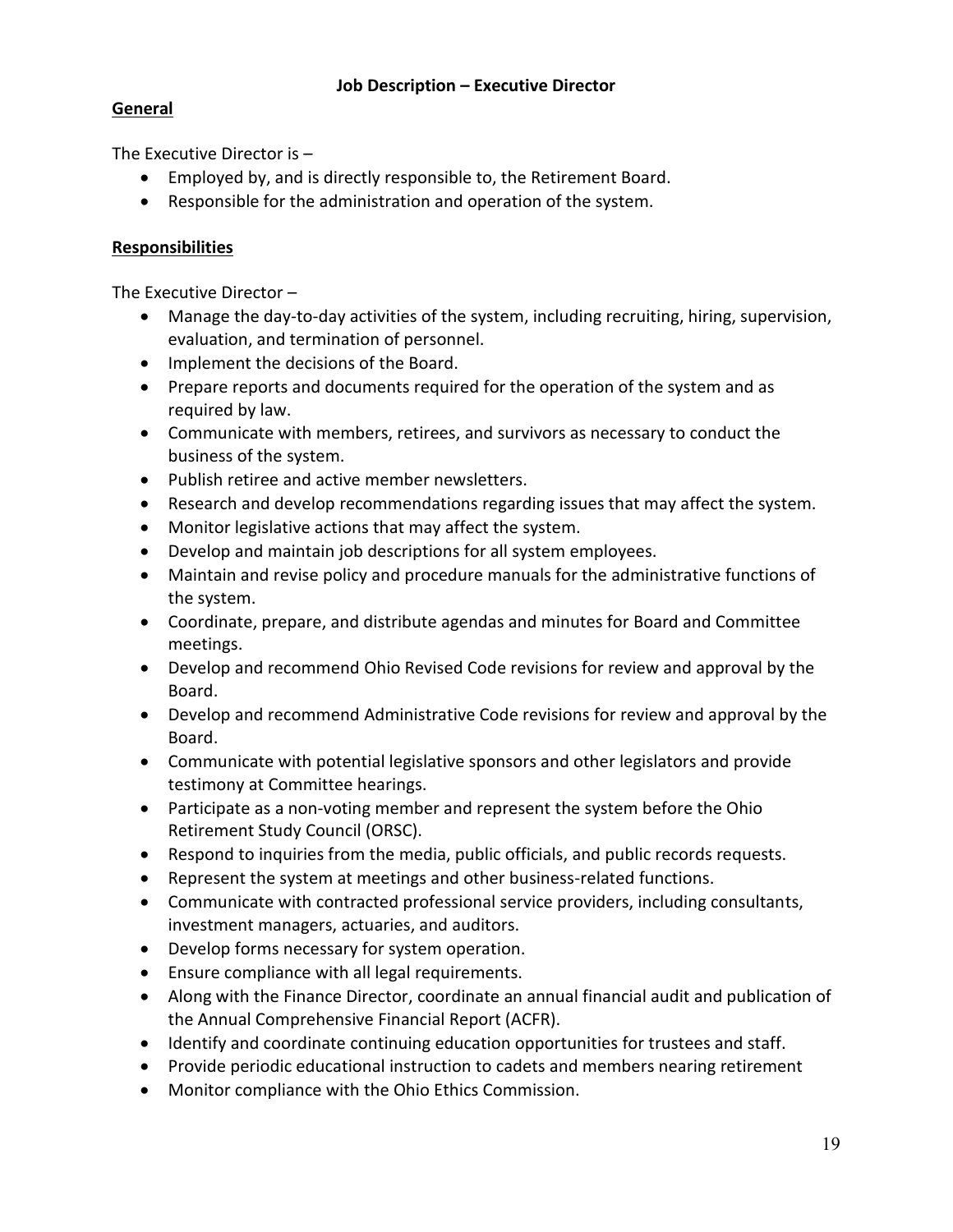## Job Description – Executive Director

### General

The Executive Director is –

- Employed by, and is directly responsible to, the Retirement Board.
- Responsible for the administration and operation of the system.

### Responsibilities

The Executive Director –

- Manage the day-to-day activities of the system, including recruiting, hiring, supervision, evaluation, and termination of personnel.
- Implement the decisions of the Board.
- Prepare reports and documents required for the operation of the system and as required by law.
- Communicate with members, retirees, and survivors as necessary to conduct the business of the system.
- Publish retiree and active member newsletters.
- Research and develop recommendations regarding issues that may affect the system.
- Monitor legislative actions that may affect the system.
- Develop and maintain job descriptions for all system employees.
- Maintain and revise policy and procedure manuals for the administrative functions of the system.
- Coordinate, prepare, and distribute agendas and minutes for Board and Committee meetings.
- Develop and recommend Ohio Revised Code revisions for review and approval by the Board.
- Develop and recommend Administrative Code revisions for review and approval by the Board.
- Communicate with potential legislative sponsors and other legislators and provide testimony at Committee hearings.
- Participate as a non-voting member and represent the system before the Ohio Retirement Study Council (ORSC).
- Respond to inquiries from the media, public officials, and public records requests.
- Represent the system at meetings and other business-related functions.
- Communicate with contracted professional service providers, including consultants, investment managers, actuaries, and auditors.
- Develop forms necessary for system operation.
- Ensure compliance with all legal requirements.
- Along with the Finance Director, coordinate an annual financial audit and publication of the Annual Comprehensive Financial Report (ACFR).
- Identify and coordinate continuing education opportunities for trustees and staff.
- Provide periodic educational instruction to cadets and members nearing retirement
- Monitor compliance with the Ohio Ethics Commission.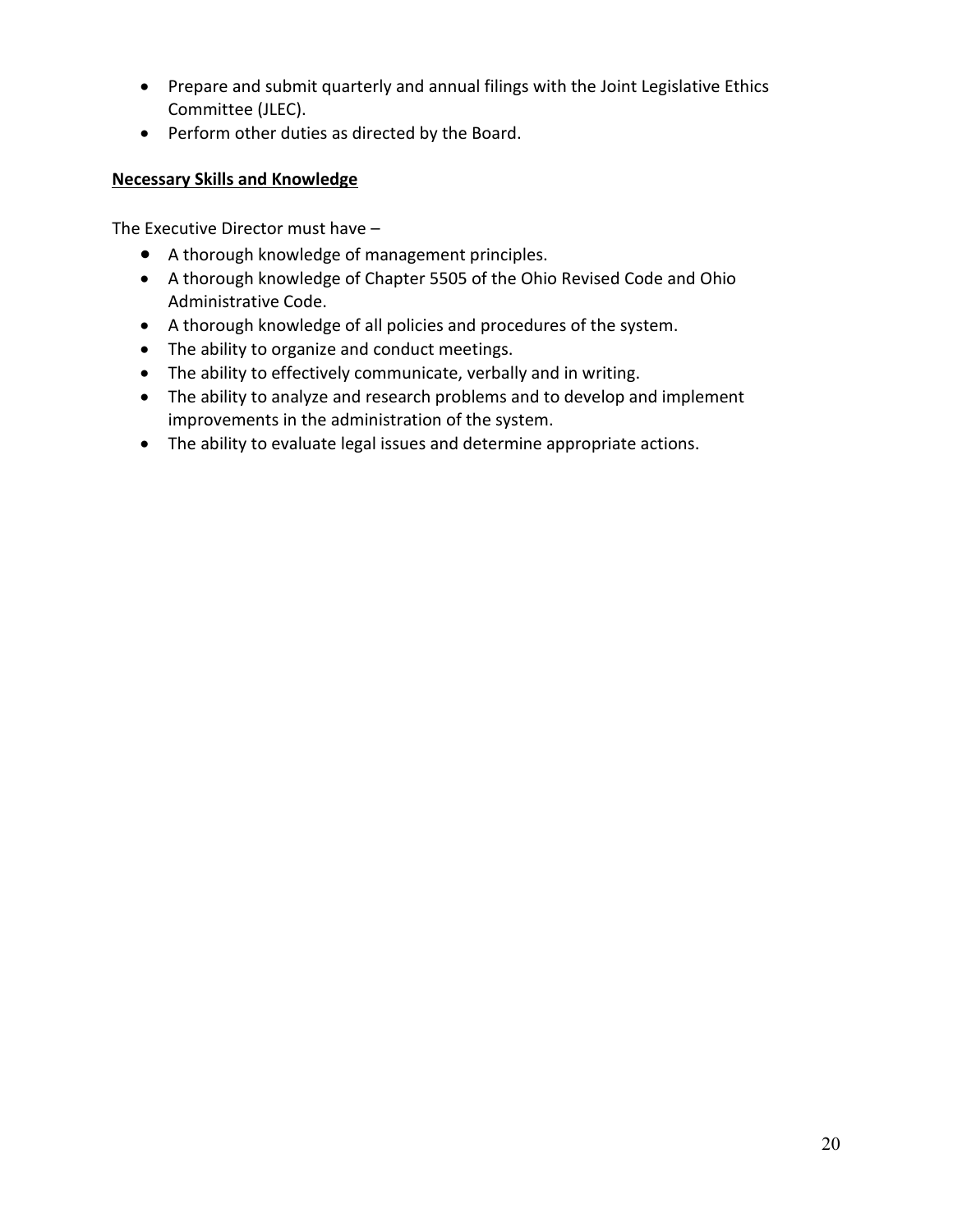- Prepare and submit quarterly and annual filings with the Joint Legislative Ethics Committee (JLEC).
- Perform other duties as directed by the Board.

**<u>Necessary Skills and Knowledge</u>**

The Executive Director must have –

- A thorough knowledge of management principles.
- A thorough knowledge of Chapter 5505 of the Ohio Revised Code and Ohio Administrative Code.
- A thorough knowledge of all policies and procedures of the system.
- The ability to organize and conduct meetings.
- The ability to effectively communicate, verbally and in writing.
- The ability to analyze and research problems and to develop and implement improvements in the administration of the system.
- The ability to evaluate legal issues and determine appropriate actions.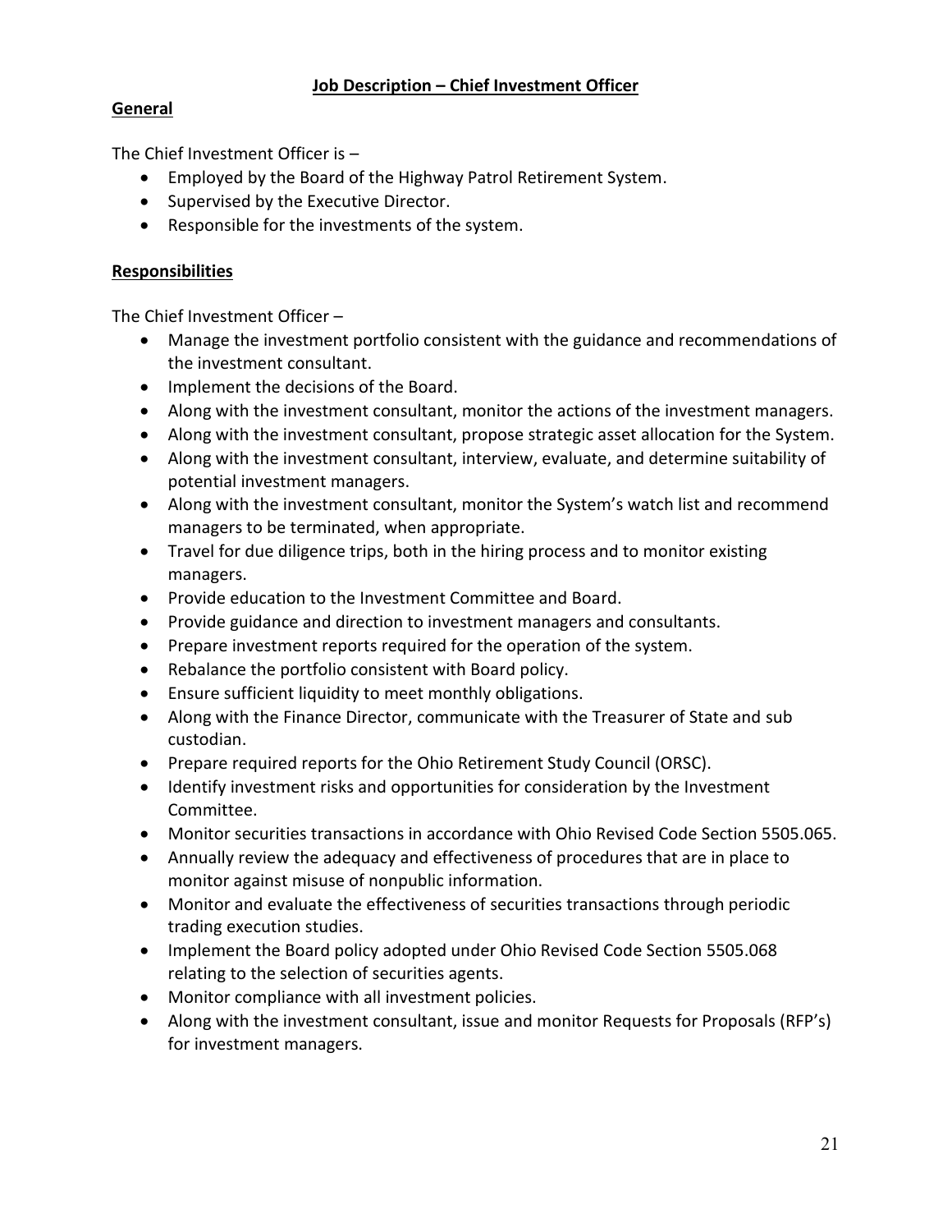# Job Description – Chief Investment Officer

## General

The Chief Investment Officer is –

- Employed by the Board of the Highway Patrol Retirement System.
- Supervised by the Executive Director.
- Responsible for the investments of the system.

## Responsibilities

The Chief Investment Officer –

- Manage the investment portfolio consistent with the guidance and recommendations of the investment consultant.
- Implement the decisions of the Board.
- Along with the investment consultant, monitor the actions of the investment managers.
- Along with the investment consultant, propose strategic asset allocation for the System.
- Along with the investment consultant, interview, evaluate, and determine suitability of potential investment managers.
- Along with the investment consultant, monitor the System's watch list and recommend managers to be terminated, when appropriate.
- Travel for due diligence trips, both in the hiring process and to monitor existing managers.
- Provide education to the Investment Committee and Board.
- Provide guidance and direction to investment managers and consultants.
- Prepare investment reports required for the operation of the system.
- Rebalance the portfolio consistent with Board policy.
- Ensure sufficient liquidity to meet monthly obligations.
- Along with the Finance Director, communicate with the Treasurer of State and sub custodian.
- Prepare required reports for the Ohio Retirement Study Council (ORSC).
- Identify investment risks and opportunities for consideration by the Investment Committee.
- Monitor securities transactions in accordance with Ohio Revised Code Section 5505.065.
- Annually review the adequacy and effectiveness of procedures that are in place to monitor against misuse of nonpublic information.
- Monitor and evaluate the effectiveness of securities transactions through periodic trading execution studies.
- Implement the Board policy adopted under Ohio Revised Code Section 5505.068 relating to the selection of securities agents.
- Monitor compliance with all investment policies.
- Along with the investment consultant, issue and monitor Requests for Proposals (RFP's) for investment managers.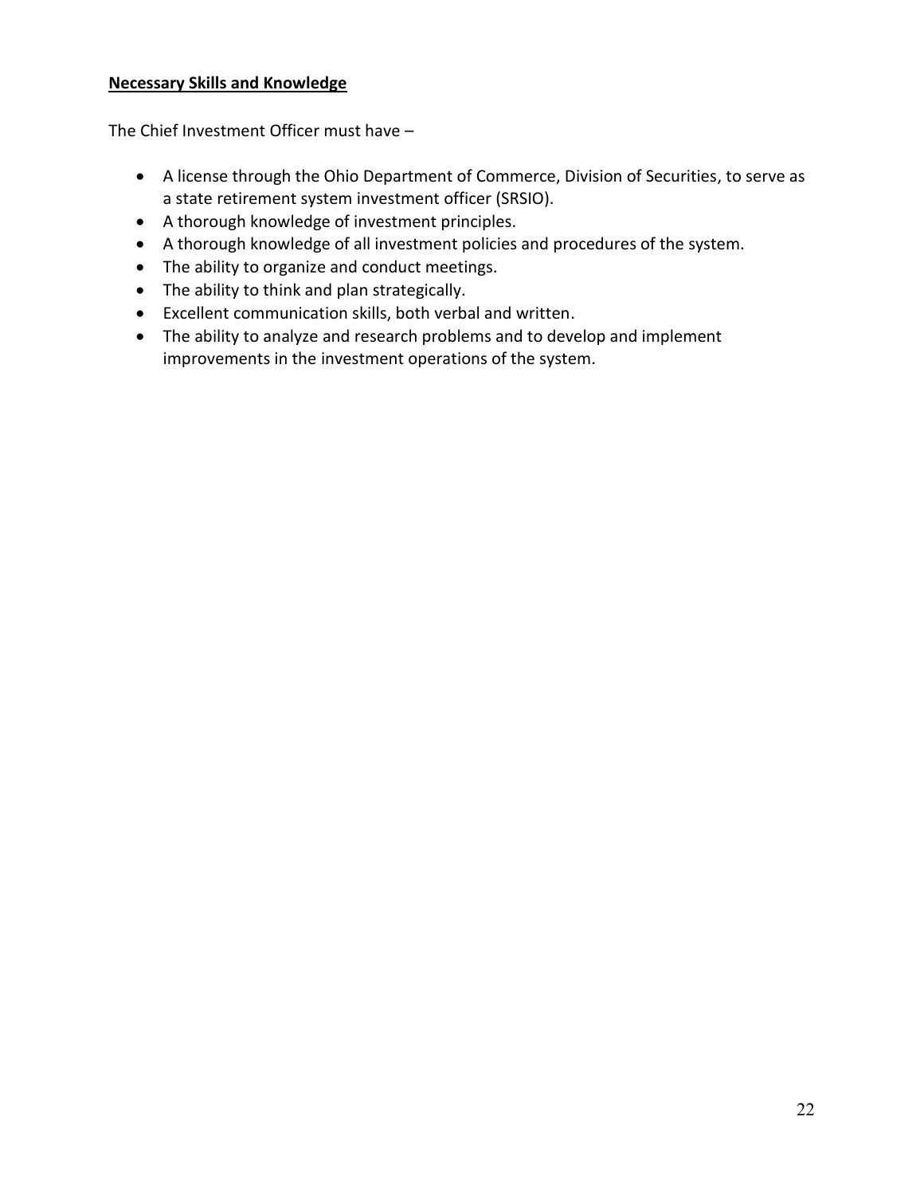**<u>Necessary Skills and Knowledge</u>**

The Chief Investment Officer must have –

- A license through the Ohio Department of Commerce, Division of Securities, to serve as a state retirement system investment officer (SRSIO).
- A thorough knowledge of investment principles.
- A thorough knowledge of all investment policies and procedures of the system.
- The ability to organize and conduct meetings.
- The ability to think and plan strategically.
- Excellent communication skills, both verbal and written.
- The ability to analyze and research problems and to develop and implement improvements in the investment operations of the system.